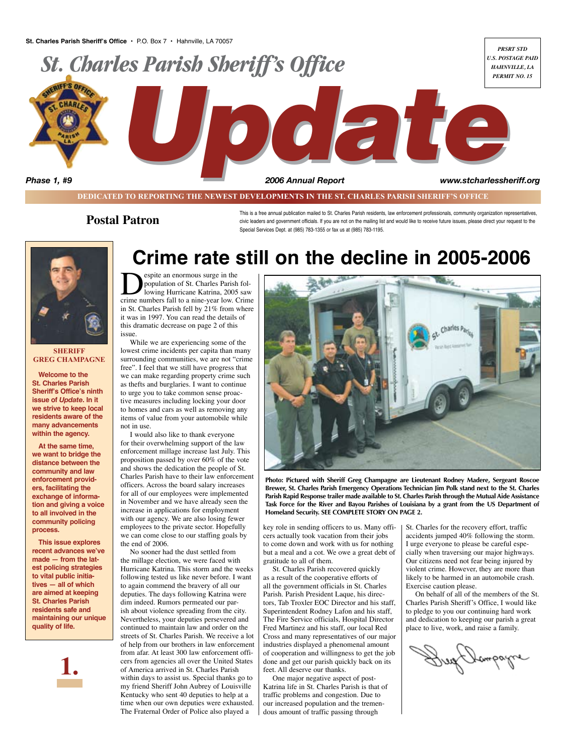St. Charles Parish Sheriff's Office • P.O. Box 7 • Hahnville, LA 70057

*PRSRT STD*
*U.S. POSTAGE PAID*
*HAHNVILLE, LA*
*PERMIT NO. 15*

# St. Charles Parish Sheriff's Office Update

*Phase 1, #9* — *2006 Annual Report* — *www.stcharlessheriff.org*

**DEDICATED TO REPORTING THE NEWEST DEVELOPMENTS IN THE ST. CHARLES PARISH SHERIFF'S OFFICE**

**Postal Patron**

This is a free annual publication mailed to St. Charles Parish residents, law enforcement professionals, community organization representatives, civic leaders and government officials. If you are not on the mailing list and would like to receive future issues, please direct your request to the Special Services Dept. at (985) 783-1355 or fax us at (985) 783-1195.

**SHERIFF GREG CHAMPAGNE**

**Welcome to the St. Charles Parish Sheriff's Office's ninth issue of *Update*. In it we strive to keep local residents aware of the many advancements within the agency.**

**At the same time, we want to bridge the distance between the community and law enforcement providers, facilitating the exchange of information and giving a voice to all involved in the community policing process.**

**This issue explores recent advances we've made — from the latest policing strategies to vital public initiatives — all of which are aimed at keeping St. Charles Parish residents safe and maintaining our unique quality of life.**

# Crime rate still on the decline in 2005-2006

Despite an enormous surge in the population of St. Charles Parish following Hurricane Katrina, 2005 saw crime numbers fall to a nine-year low. Crime in St. Charles Parish fell by 21% from where it was in 1997. You can read the details of this dramatic decrease on page 2 of this issue.

While we are experiencing some of the lowest crime incidents per capita than many surrounding communities, we are not "crime free". I feel that we still have progress that we can make regarding property crime such as thefts and burglaries. I want to continue to urge you to take common sense proactive measures including locking your door to homes and cars as well as removing any items of value from your automobile while not in use.

I would also like to thank everyone for their overwhelming support of the law enforcement millage increase last July. This proposition passed by over 60% of the vote and shows the dedication the people of St. Charles Parish have to their law enforcement officers. Across the board salary increases for all of our employees were implemented in November and we have already seen the increase in applications for employment with our agency. We are also losing fewer employees to the private sector. Hopefully we can come close to our staffing goals by the end of 2006.

No sooner had the dust settled from the millage election, we were faced with Hurricane Katrina. This storm and the weeks following tested us like never before. I want to again commend the bravery of all our deputies. The days following Katrina were dim indeed. Rumors permeated our parish about violence spreading from the city. Nevertheless, your deputies persevered and continued to maintain law and order on the streets of St. Charles Parish. We receive a lot of help from our brothers in law enforcement from afar. At least 300 law enforcement officers from agencies all over the United States of America arrived in St. Charles Parish within days to assist us. Special thanks go to my friend Sheriff John Aubrey of Louisville Kentucky who sent 40 deputies to help at a time when our own deputies were exhausted. The Fraternal Order of Police also played a key role in sending officers to us. Many officers actually took vacation from their jobs to come down and work with us for nothing but a meal and a cot. We owe a great debt of gratitude to all of them.

**Photo: Pictured with Sheriff Greg Champagne are Lieutenant Rodney Madere, Sergeant Roscoe Brewer, St. Charles Parish Emergency Operations Technician Jim Polk stand next to the St. Charles Parish Rapid Response trailer made available to St. Charles Parish through the Mutual Aide Assistance Task Force for the River and Bayou Parishes of Louisiana by a grant from the US Department of Homeland Security. SEE COMPLETE STORY ON PAGE 2.**

St. Charles Parish recovered quickly as a result of the cooperative efforts of all the government officials in St. Charles Parish. Parish President Laque, his directors, Tab Troxler EOC Director and his staff, Superintendent Rodney Lafon and his staff, The Fire Service officials, Hospital Director Fred Martinez and his staff, our local Red Cross and many representatives of our major industries displayed a phenomenal amount of cooperation and willingness to get the job done and get our parish quickly back on its feet. All deserve our thanks.

One major negative aspect of post-Katrina life in St. Charles Parish is that of traffic problems and congestion. Due to our increased population and the tremendous amount of traffic passing through St. Charles for the recovery effort, traffic accidents jumped 40% following the storm. I urge everyone to please be careful especially when traversing our major highways. Our citizens need not fear being injured by violent crime. However, they are more than likely to be harmed in an automobile crash. Exercise caution please.

On behalf of all of the members of the St. Charles Parish Sheriff's Office, I would like to pledge to you our continuing hard work and dedication to keeping our parish a great place to live, work, and raise a family.

*Greg Champagne*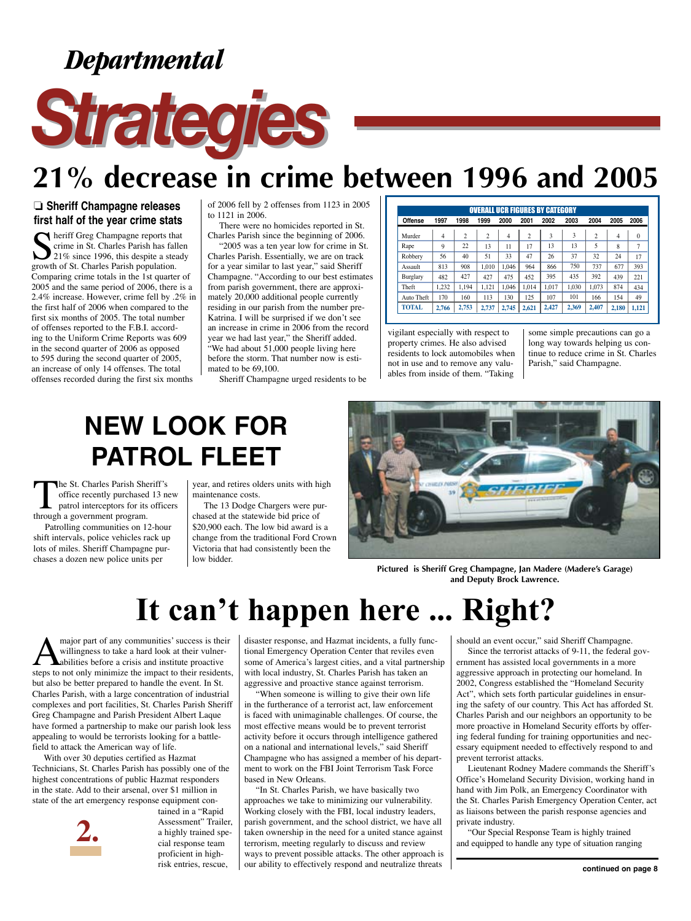# Departmental Strategies

## 21% decrease in crime between 1996 and 2005

### ❑ Sheriff Champagne releases first half of the year crime stats

Sheriff Greg Champagne reports that crime in St. Charles Parish has fallen 21% since 1996, this despite a steady growth of St. Charles Parish population. Comparing crime totals in the 1st quarter of 2005 and the same period of 2006, there is a 2.4% increase. However, crime fell by .2% in the first half of 2006 when compared to the first six months of 2005. The total number of offenses reported to the F.B.I. according to the Uniform Crime Reports was 609 in the second quarter of 2006 as opposed to 595 during the second quarter of 2005, an increase of only 14 offenses. The total offenses recorded during the first six months of 2006 fell by 2 offenses from 1123 in 2005 to 1121 in 2006.

There were no homicides reported in St. Charles Parish since the beginning of 2006.

"2005 was a ten year low for crime in St. Charles Parish. Essentially, we are on track for a year similar to last year," said Sheriff Champagne. "According to our best estimates from parish government, there are approximately 20,000 additional people currently residing in our parish from the number pre-Katrina. I will be surprised if we don't see an increase in crime in 2006 from the record year we had last year," the Sheriff added. "We had about 51,000 people living here before the storm. That number now is estimated to be 69,100.

Sheriff Champagne urged residents to be vigilant especially with respect to property crimes. He also advised residents to lock automobiles when not in use and to remove any valuables from inside of them. "Taking some simple precautions can go a long way towards helping us continue to reduce crime in St. Charles Parish," said Champagne.

**OVERALL UCR FIGURES BY CATEGORY**

| Offense | 1997 | 1998 | 1999 | 2000 | 2001 | 2002 | 2003 | 2004 | 2005 | 2006 |
|---|---|---|---|---|---|---|---|---|---|---|
| Murder | 4 | 2 | 2 | 4 | 2 | 3 | 3 | 2 | 4 | 0 |
| Rape | 9 | 22 | 13 | 11 | 17 | 13 | 13 | 5 | 8 | 7 |
| Robbery | 56 | 40 | 51 | 33 | 47 | 26 | 37 | 32 | 24 | 17 |
| Assault | 813 | 908 | 1,010 | 1,046 | 964 | 866 | 750 | 737 | 677 | 393 |
| Burglary | 482 | 427 | 427 | 475 | 452 | 395 | 435 | 392 | 439 | 221 |
| Theft | 1,232 | 1,194 | 1,121 | 1,046 | 1,014 | 1,017 | 1,030 | 1,073 | 874 | 434 |
| Auto Theft | 170 | 160 | 113 | 130 | 125 | 107 | 101 | 166 | 154 | 49 |
| **TOTAL** | **2,766** | **2,753** | **2,737** | **2,745** | **2,621** | **2,427** | **2,369** | **2,407** | **2,180** | **1,121** |

## NEW LOOK FOR PATROL FLEET

The St. Charles Parish Sheriff's office recently purchased 13 new patrol interceptors for its officers through a government program.

Patrolling communities on 12-hour shift intervals, police vehicles rack up lots of miles. Sheriff Champagne purchases a dozen new police units per year, and retires olders units with high maintenance costs.

The 13 Dodge Chargers were purchased at the statewide bid price of $20,900 each. The low bid award is a change from the traditional Ford Crown Victoria that had consistently been the low bidder.

**Pictured is Sheriff Greg Champagne, Jan Madere (Madere's Garage) and Deputy Brock Lawrence.**

## It can't happen here ... Right?

A major part of any communities' success is their willingness to take a hard look at their vulnerabilities before a crisis and institute proactive steps to not only minimize the impact to their residents, but also be better prepared to handle the event. In St. Charles Parish, with a large concentration of industrial complexes and port facilities, St. Charles Parish Sheriff Greg Champagne and Parish President Albert Laque have formed a partnership to make our parish look less appealing to would be terrorists looking for a battlefield to attack the American way of life.

With over 30 deputies certified as Hazmat Technicians, St. Charles Parish has possibly one of the highest concentrations of public Hazmat responders in the state. Add to their arsenal, over $1 million in state of the art emergency response equipment contained in a "Rapid Assessment" Trailer, a highly trained special response team proficient in high-risk entries, rescue, disaster response, and Hazmat incidents, a fully functional Emergency Operation Center that reviles even some of America's largest cities, and a vital partnership with local industry, St. Charles Parish has taken an aggressive and proactive stance against terrorism.

"When someone is willing to give their own life in the furtherance of a terrorist act, law enforcement is faced with unimaginable challenges. Of course, the most effective means would be to prevent terrorist activity before it occurs through intelligence gathered on a national and international levels," said Sheriff Champagne who has assigned a member of his department to work on the FBI Joint Terrorism Task Force based in New Orleans.

"In St. Charles Parish, we have basically two approaches we take to minimizing our vulnerability. Working closely with the FBI, local industry leaders, parish government, and the school district, we have all taken ownership in the need for a united stance against terrorism, meeting regularly to discuss and review ways to prevent possible attacks. The other approach is our ability to effectively respond and neutralize threats should an event occur," said Sheriff Champagne.

Since the terrorist attacks of 9-11, the federal government has assisted local governments in a more aggressive approach in protecting our homeland. In 2002, Congress established the "Homeland Security Act", which sets forth particular guidelines in ensuring the safety of our country. This Act has afforded St. Charles Parish and our neighbors an opportunity to be more proactive in Homeland Security efforts by offering federal funding for training opportunities and necessary equipment needed to effectively respond to and prevent terrorist attacks.

Lieutenant Rodney Madere commands the Sheriff's Office's Homeland Security Division, working hand in hand with Jim Polk, an Emergency Coordinator with the St. Charles Parish Emergency Operation Center, act as liaisons between the parish response agencies and private industry.

"Our Special Response Team is highly trained and equipped to handle any type of situation ranging

**continued on page 8**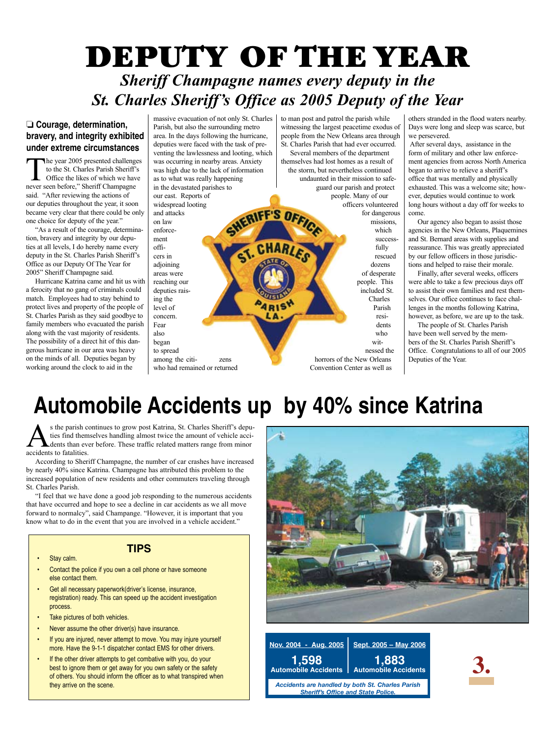# DEPUTY OF THE YEAR

## *Sheriff Champagne names every deputy in the St. Charles Sheriff's Office as 2005 Deputy of the Year*

### ❑ Courage, determination, bravery, and integrity exhibited under extreme circumstances

The year 2005 presented challenges to the St. Charles Parish Sheriff's Office the likes of which we have never seen before," Sheriff Champagne said. "After reviewing the actions of our deputies throughout the year, it soon became very clear that there could be only one choice for deputy of the year."

"As a result of the courage, determination, bravery and integrity by our deputies at all levels, I do hereby name every deputy in the St. Charles Parish Sheriff's Office as our Deputy Of The Year for 2005" Sheriff Champagne said.

Hurricane Katrina came and hit us with a ferocity that no gang of criminals could match. Employees had to stay behind to protect lives and property of the people of St. Charles Parish as they said goodbye to family members who evacuated the parish along with the vast majority of residents. The possibility of a direct hit of this dangerous hurricane in our area was heavy on the minds of all. Deputies began by working around the clock to aid in the massive evacuation of not only St. Charles Parish, but also the surrounding metro area. In the days following the hurricane, deputies were faced with the task of preventing the lawlessness and looting, which was occurring in nearby areas. Anxiety was high due to the lack of information as to what was really happening in the devastated parishes to our east. Reports of widespread looting and attacks on law enforcement officers in adjoining areas were reaching our deputies raising the level of concern. Fear also began to spread among the citizens who had remained or returned to man post and patrol the parish while witnessing the largest peacetime exodus of people from the New Orleans area through St. Charles Parish that had ever occurred.

Several members of the department themselves had lost homes as a result of the storm, but nevertheless continued undaunted in their mission to safeguard our parish and protect people. Many of our officers volunteered for dangerous missions, which successfully rescued dozens of desperate people. This included St. Charles Parish residents who witnessed the horrors of the New Orleans Convention Center as well as others stranded in the flood waters nearby. Days were long and sleep was scarce, but we persevered.

After several days, assistance in the form of military and other law enforcement agencies from across North America began to arrive to relieve a sheriff's office that was mentally and physically exhausted. This was a welcome site; however, deputies would continue to work long hours without a day off for weeks to come.

Our agency also began to assist those agencies in the New Orleans, Plaquemines and St. Bernard areas with supplies and reassurance. This was greatly appreciated by our fellow officers in those jurisdictions and helped to raise their morale.

Finally, after several weeks, officers were able to take a few precious days off to assist their own families and rest themselves. Our office continues to face challenges in the months following Katrina, however, as before, we are up to the task.

The people of St. Charles Parish have been well served by the members of the St. Charles Parish Sheriff's Office. Congratulations to all of our 2005 Deputies of the Year.

# Automobile Accidents up by 40% since Katrina

As the parish continues to grow post Katrina, St. Charles Sheriff's deputies find themselves handling almost twice the amount of vehicle accidents than ever before. These traffic related matters range from minor accidents to fatalities.

According to Sheriff Champagne, the number of car crashes have increased by nearly 40% since Katrina. Champagne has attributed this problem to the increased population of new residents and other commuters traveling through St. Charles Parish.

"I feel that we have done a good job responding to the numerous accidents that have occurred and hope to see a decline in car accidents as we all move forward to normalcy", said Champagne. "However, it is important that you know what to do in the event that you are involved in a vehicle accident."

### TIPS

- Stay calm.
- Contact the police if you own a cell phone or have someone else contact them.
- Get all necessary paperwork(driver's license, insurance, registration) ready. This can speed up the accident investigation process.
- Take pictures of both vehicles.
- Never assume the other driver(s) have insurance.
- If you are injured, never attempt to move. You may injure yourself more. Have the 9-1-1 dispatcher contact EMS for other drivers.
- If the other driver attempts to get combative with you, do your best to ignore them or get away for you own safety or the safety of others. You should inform the officer as to what transpired when they arrive on the scene.

| Nov. 2004 - Aug. 2005 | Sept. 2005 – May 2006 |
| --- | --- |
| **1,598** Automobile Accidents | **1,883** Automobile Accidents |

*Accidents are handled by both St. Charles Parish Sheriff's Office and State Police.*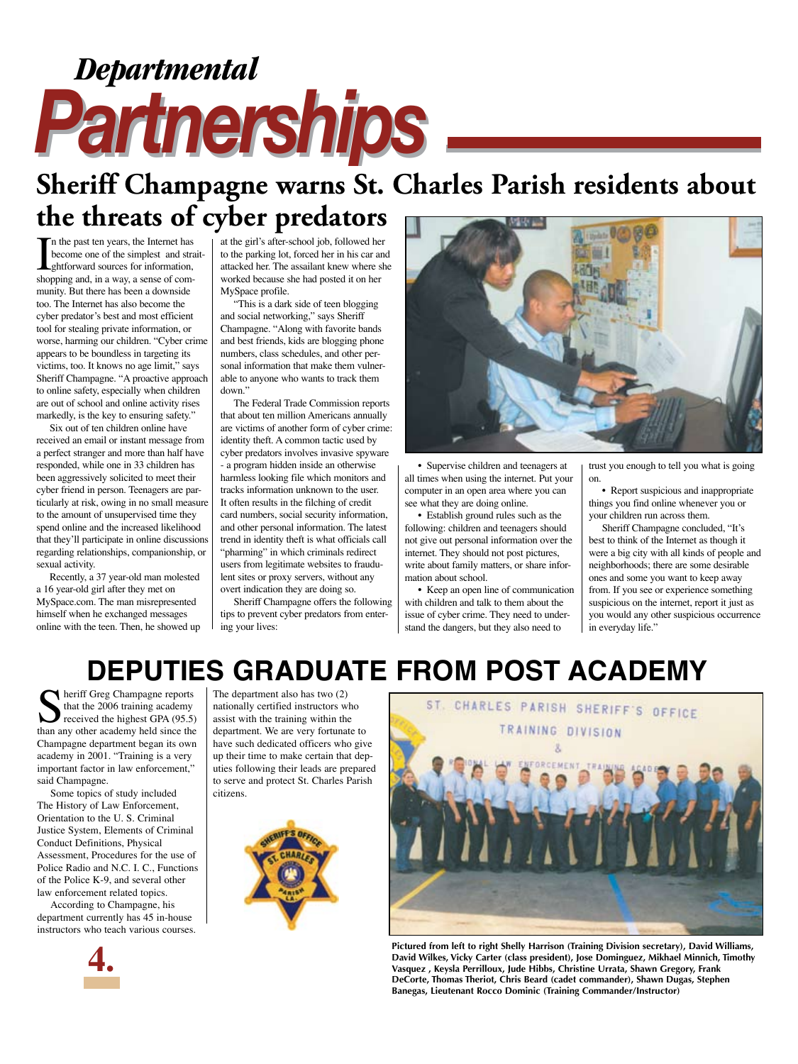# *Departmental* Partnerships

## Sheriff Champagne warns St. Charles Parish residents about the threats of cyber predators

In the past ten years, the Internet has become one of the simplest and straitghtforward sources for information, shopping and, in a way, a sense of community. But there has been a downside too. The Internet has also become the cyber predator's best and most efficient tool for stealing private information, or worse, harming our children. "Cyber crime appears to be boundless in targeting its victims, too. It knows no age limit," says Sheriff Champagne. "A proactive approach to online safety, especially when children are out of school and online activity rises markedly, is the key to ensuring safety."

Six out of ten children online have received an email or instant message from a perfect stranger and more than half have responded, while one in 33 children has been aggressively solicited to meet their cyber friend in person. Teenagers are particularly at risk, owing in no small measure to the amount of unsupervised time they spend online and the increased likelihood that they'll participate in online discussions regarding relationships, companionship, or sexual activity.

Recently, a 37 year-old man molested a 16 year-old girl after they met on MySpace.com. The man misrepresented himself when he exchanged messages online with the teen. Then, he showed up at the girl's after-school job, followed her to the parking lot, forced her in his car and attacked her. The assailant knew where she worked because she had posted it on her MySpace profile.

"This is a dark side of teen blogging and social networking," says Sheriff Champagne. "Along with favorite bands and best friends, kids are blogging phone numbers, class schedules, and other personal information that make them vulnerable to anyone who wants to track them down."

The Federal Trade Commission reports that about ten million Americans annually are victims of another form of cyber crime: identity theft. A common tactic used by cyber predators involves invasive spyware - a program hidden inside an otherwise harmless looking file which monitors and tracks information unknown to the user. It often results in the filching of credit card numbers, social security information, and other personal information. The latest trend in identity theft is what officials call "pharming" in which criminals redirect users from legitimate websites to fraudulent sites or proxy servers, without any overt indication they are doing so.

Sheriff Champagne offers the following tips to prevent cyber predators from entering your lives:

- Supervise children and teenagers at all times when using the internet. Put your computer in an open area where you can see what they are doing online.
- Establish ground rules such as the following: children and teenagers should not give out personal information over the internet. They should not post pictures, write about family matters, or share information about school.
- Keep an open line of communication with children and talk to them about the issue of cyber crime. They need to understand the dangers, but they also need to trust you enough to tell you what is going on.
- Report suspicious and inappropriate things you find online whenever you or your children run across them.

Sheriff Champagne concluded, "It's best to think of the Internet as though it were a big city with all kinds of people and neighborhoods; there are some desirable ones and some you want to keep away from. If you see or experience something suspicious on the internet, report it just as you would any other suspicious occurrence in everyday life."

## DEPUTIES GRADUATE FROM POST ACADEMY

Sheriff Greg Champagne reports that the 2006 training academy received the highest GPA (95.5) than any other academy held since the Champagne department began its own academy in 2001. "Training is a very important factor in law enforcement," said Champagne.

Some topics of study included The History of Law Enforcement, Orientation to the U. S. Criminal Justice System, Elements of Criminal Conduct Definitions, Physical Assessment, Procedures for the use of Police Radio and N.C. I. C., Functions of the Police K-9, and several other law enforcement related topics.

According to Champagne, his department currently has 45 in-house instructors who teach various courses. The department also has two (2) nationally certified instructors who assist with the training within the department. We are very fortunate to have such dedicated officers who give up their time to make certain that deputies following their leads are prepared to serve and protect St. Charles Parish citizens.

**Pictured from left to right Shelly Harrison (Training Division secretary), David Williams, David Wilkes, Vicky Carter (class president), Jose Dominguez, Mikhael Minnich, Timothy Vasquez , Keysla Perrilloux, Jude Hibbs, Christine Urrata, Shawn Gregory, Frank DeCorte, Thomas Theriot, Chris Beard (cadet commander), Shawn Dugas, Stephen Banegas, Lieutenant Rocco Dominic (Training Commander/Instructor)**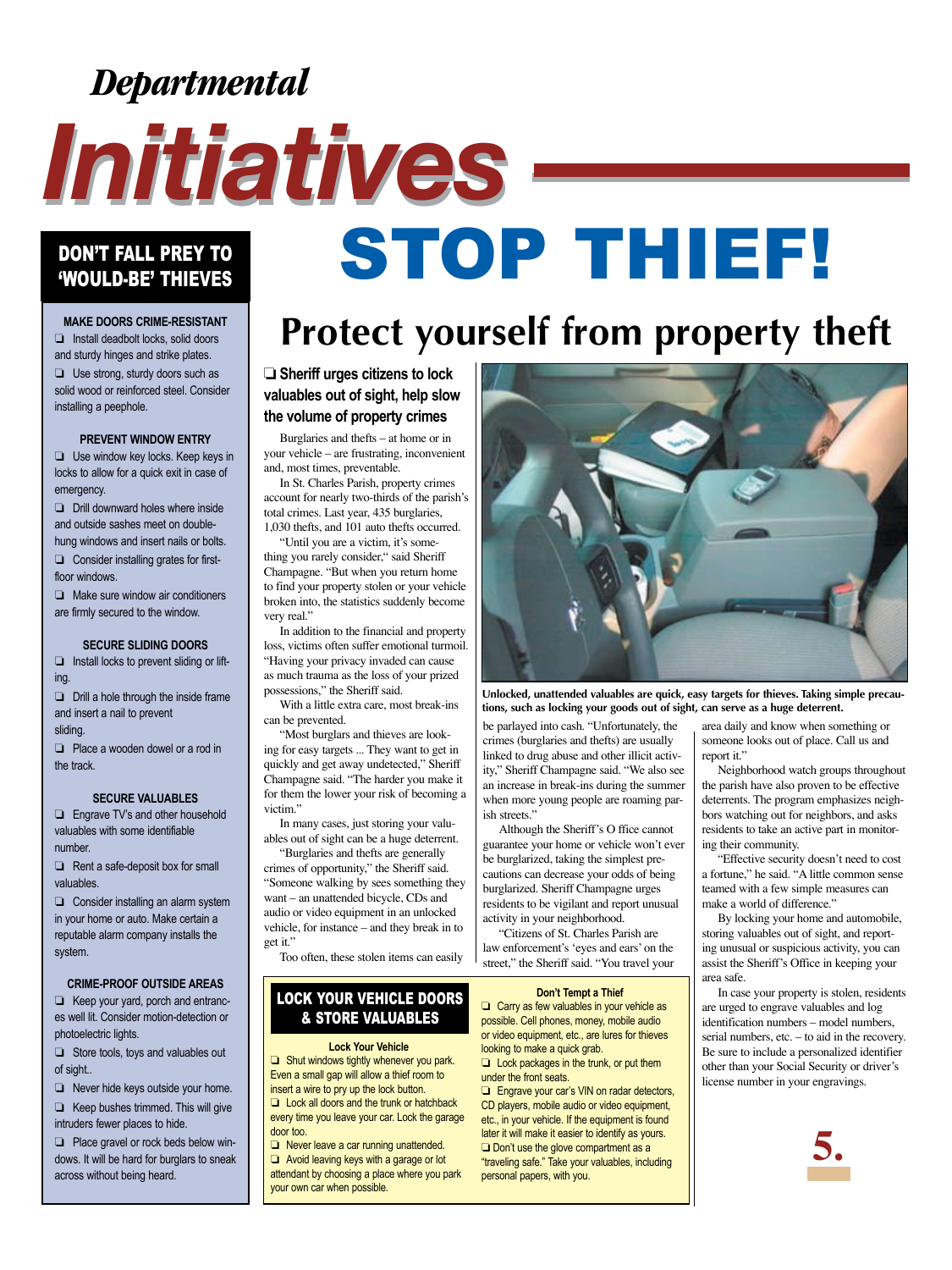# *Departmental* Initiatives

# STOP THIEF!

## Protect yourself from property theft

### ❑ Sheriff urges citizens to lock valuables out of sight, help slow the volume of property crimes

Burglaries and thefts – at home or in your vehicle – are frustrating, inconvenient and, most times, preventable.

In St. Charles Parish, property crimes account for nearly two-thirds of the parish's total crimes. Last year, 435 burglaries, 1,030 thefts, and 101 auto thefts occurred.

"Until you are a victim, it's something you rarely consider," said Sheriff Champagne. "But when you return home to find your property stolen or your vehicle broken into, the statistics suddenly become very real."

In addition to the financial and property loss, victims often suffer emotional turmoil. "Having your privacy invaded can cause as much trauma as the loss of your prized possessions," the Sheriff said.

With a little extra care, most break-ins can be prevented.

"Most burglars and thieves are looking for easy targets ... They want to get in quickly and get away undetected," Sheriff Champagne said. "The harder you make it for them the lower your risk of becoming a victim."

In many cases, just storing your valuables out of sight can be a huge deterrent.

"Burglaries and thefts are generally crimes of opportunity," the Sheriff said. "Someone walking by sees something they want – an unattended bicycle, CDs and audio or video equipment in an unlocked vehicle, for instance – and they break in to get it."

Too often, these stolen items can easily be parlayed into cash. "Unfortunately, the crimes (burglaries and thefts) are usually linked to drug abuse and other illicit activity," Sheriff Champagne said. "We also see an increase in break-ins during the summer when more young people are roaming parish streets."

Although the Sheriff's Office cannot guarantee your home or vehicle won't ever be burglarized, taking the simplest precautions can decrease your odds of being burglarized. Sheriff Champagne urges residents to be vigilant and report unusual activity in your neighborhood.

"Citizens of St. Charles Parish are law enforcement's 'eyes and ears' on the street," the Sheriff said. "You travel your area daily and know when something or someone looks out of place. Call us and report it."

Neighborhood watch groups throughout the parish have also proven to be effective deterrents. The program emphasizes neighbors watching out for neighbors, and asks residents to take an active part in monitoring their community.

"Effective security doesn't need to cost a fortune," he said. "A little common sense teamed with a few simple measures can make a world of difference."

By locking your home and automobile, storing valuables out of sight, and reporting unusual or suspicious activity, you can assist the Sheriff's Office in keeping your area safe.

In case your property is stolen, residents are urged to engrave valuables and log identification numbers – model numbers, serial numbers, etc. – to aid in the recovery. Be sure to include a personalized identifier other than your Social Security or driver's license number in your engravings.

**Unlocked, unattended valuables are quick, easy targets for thieves. Taking simple precautions, such as locking your goods out of sight, can serve as a huge deterrent.**

## LOCK YOUR VEHICLE DOORS & STORE VALUABLES

**Lock Your Vehicle**

- ❑ Shut windows tightly whenever you park. Even a small gap will allow a thief room to insert a wire to pry up the lock button.
- ❑ Lock all doors and the trunk or hatchback every time you leave your car. Lock the garage door too.
- ❑ Never leave a car running unattended.
- ❑ Avoid leaving keys with a garage or lot attendant by choosing a place where you park your own car when possible.

**Don't Tempt a Thief**

- ❑ Carry as few valuables in your vehicle as possible. Cell phones, money, mobile audio or video equipment, etc., are lures for thieves looking to make a quick grab.
- ❑ Lock packages in the trunk, or put them under the front seats.
- ❑ Engrave your car's VIN on radar detectors, CD players, mobile audio or video equipment, etc., in your vehicle. If the equipment is found later it will make it easier to identify as yours.
- ❑ Don't use the glove compartment as a "traveling safe." Take your valuables, including personal papers, with you.

## DON'T FALL PREY TO 'WOULD-BE' THIEVES

**MAKE DOORS CRIME-RESISTANT**

- ❑ Install deadbolt locks, solid doors and sturdy hinges and strike plates.
- ❑ Use strong, sturdy doors such as solid wood or reinforced steel. Consider installing a peephole.

**PREVENT WINDOW ENTRY**

- ❑ Use window key locks. Keep keys in locks to allow for a quick exit in case of emergency.
- ❑ Drill downward holes where inside and outside sashes meet on double-hung windows and insert nails or bolts.
- ❑ Consider installing grates for first-floor windows.
- ❑ Make sure window air conditioners are firmly secured to the window.

**SECURE SLIDING DOORS**

- ❑ Install locks to prevent sliding or lifting.
- ❑ Drill a hole through the inside frame and insert a nail to prevent sliding.
- ❑ Place a wooden dowel or a rod in the track.

**SECURE VALUABLES**

- ❑ Engrave TV's and other household valuables with some identifiable number.
- ❑ Rent a safe-deposit box for small valuables.
- ❑ Consider installing an alarm system in your home or auto. Make certain a reputable alarm company installs the system.

**CRIME-PROOF OUTSIDE AREAS**

- ❑ Keep your yard, porch and entrances well lit. Consider motion-detection or photoelectric lights.
- ❑ Store tools, toys and valuables out of sight..
- ❑ Never hide keys outside your home.
- ❑ Keep bushes trimmed. This will give intruders fewer places to hide.
- ❑ Place gravel or rock beds below windows. It will be hard for burglars to sneak across without being heard.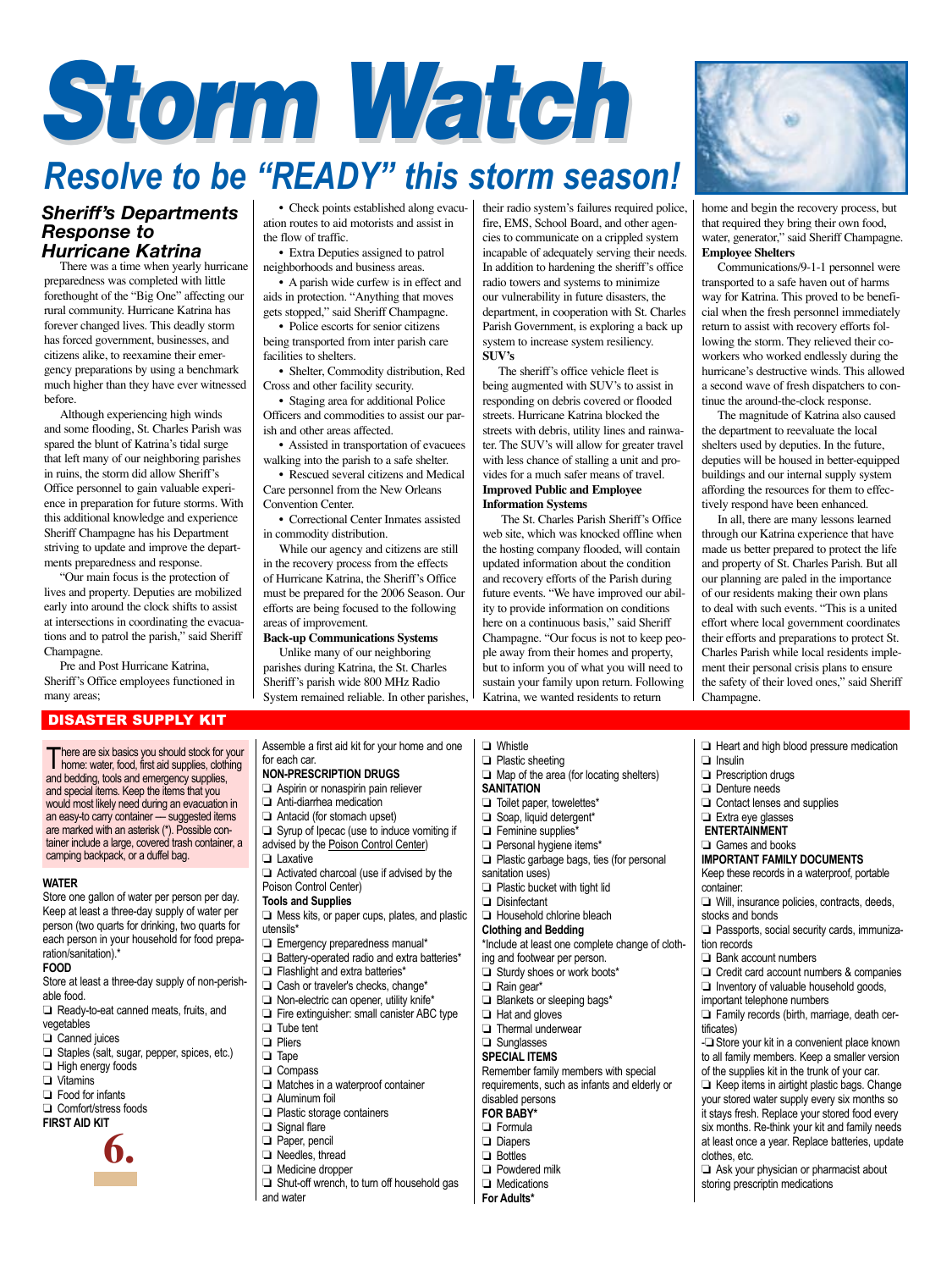# Storm Watch

## Resolve to be "READY" this storm season!

### Sheriff's Departments Response to Hurricane Katrina

There was a time when yearly hurricane preparedness was completed with little forethought of the "Big One" affecting our rural community. Hurricane Katrina has forever changed lives. This deadly storm has forced government, businesses, and citizens alike, to reexamine their emergency preparations by using a benchmark much higher than they have ever witnessed before.

Although experiencing high winds and some flooding, St. Charles Parish was spared the blunt of Katrina's tidal surge that left many of our neighboring parishes in ruins, the storm did allow Sheriff's Office personnel to gain valuable experience in preparation for future storms. With this additional knowledge and experience Sheriff Champagne has his Department striving to update and improve the departments preparedness and response.

"Our main focus is the protection of lives and property. Deputies are mobilized early into around the clock shifts to assist at intersections in coordinating the evacuations and to patrol the parish," said Sheriff Champagne.

Pre and Post Hurricane Katrina, Sheriff's Office employees functioned in many areas;

- Check points established along evacuation routes to aid motorists and assist in the flow of traffic.
- Extra Deputies assigned to patrol neighborhoods and business areas.
- A parish wide curfew is in effect and aids in protection. "Anything that moves gets stopped," said Sheriff Champagne.
- Police escorts for senior citizens being transported from inter parish care facilities to shelters.
- Shelter, Commodity distribution, Red Cross and other facility security.
- Staging area for additional Police Officers and commodities to assist our parish and other areas affected.
- Assisted in transportation of evacuees walking into the parish to a safe shelter.
- Rescued several citizens and Medical Care personnel from the New Orleans Convention Center.
- Correctional Center Inmates assisted in commodity distribution.

While our agency and citizens are still in the recovery process from the effects of Hurricane Katrina, the Sheriff's Office must be prepared for the 2006 Season. Our efforts are being focused to the following areas of improvement.

**Back-up Communications Systems**

Unlike many of our neighboring parishes during Katrina, the St. Charles Sheriff's parish wide 800 MHz Radio System remained reliable. In other parishes, their radio system's failures required police, fire, EMS, School Board, and other agencies to communicate on a crippled system incapable of adequately serving their needs. In addition to hardening the sheriff's office radio towers and systems to minimize our vulnerability in future disasters, the department, in cooperation with St. Charles Parish Government, is exploring a back up system to increase system resiliency.

**SUV's**

The sheriff's office vehicle fleet is being augmented with SUV's to assist in responding on debris covered or flooded streets. Hurricane Katrina blocked the streets with debris, utility lines and rainwater. The SUV's will allow for greater travel with less chance of stalling a unit and provides for a much safer means of travel.

**Improved Public and Employee Information Systems**

The St. Charles Parish Sheriff's Office web site, which was knocked offline when the hosting company flooded, will contain updated information about the condition and recovery efforts of the Parish during future events. "We have improved our ability to provide information on conditions here on a continuous basis," said Sheriff Champagne. "Our focus is not to keep people away from their homes and property, but to inform you of what you will need to sustain your family upon return. Following Katrina, we wanted residents to return home and begin the recovery process, but that required they bring their own food, water, generator," said Sheriff Champagne.

**Employee Shelters**

Communications/9-1-1 personnel were transported to a safe haven out of harms way for Katrina. This proved to be beneficial when the fresh personnel immediately return to assist with recovery efforts following the storm. They relieved their coworkers who worked endlessly during the hurricane's destructive winds. This allowed a second wave of fresh dispatchers to continue the around-the-clock response.

The magnitude of Katrina also caused the department to reevaluate the local shelters used by deputies. In the future, deputies will be housed in better-equipped buildings and our internal supply system affording the resources for them to effectively respond have been enhanced.

In all, there are many lessons learned through our Katrina experience that have made us better prepared to protect the life and property of St. Charles Parish. But all our planning are paled in the importance of our residents making their own plans to deal with such events. "This is a united effort where local government coordinates their efforts and preparations to protect St. Charles Parish while local residents implement their personal crisis plans to ensure the safety of their loved ones," said Sheriff Champagne.

## DISASTER SUPPLY KIT

There are six basics you should stock for your home: water, food, first aid supplies, clothing and bedding, tools and emergency supplies, and special items. Keep the items that you would most likely need during an evacuation in an easy-to carry container — suggested items are marked with an asterisk (*). Possible container include a large, covered trash container, a camping backpack, or a duffel bag.

**WATER**

Store one gallon of water per person per day. Keep at least a three-day supply of water per person (two quarts for drinking, two quarts for each person in your household for food preparation/sanitation).*

**FOOD**

Store at least a three-day supply of non-perishable food.

- ❑ Ready-to-eat canned meats, fruits, and vegetables
- ❑ Canned juices
- ❑ Staples (salt, sugar, pepper, spices, etc.)
- ❑ High energy foods
- ❑ Vitamins
- ❑ Food for infants
- ❑ Comfort/stress foods

**FIRST AID KIT**

Assemble a first aid kit for your home and one for each car.

**NON-PRESCRIPTION DRUGS**

- ❑ Aspirin or nonaspirin pain reliever
- ❑ Anti-diarrhea medication
- ❑ Antacid (for stomach upset)
- ❑ Syrup of Ipecac (use to induce vomiting if advised by the Poison Control Center)
- ❑ Laxative
- ❑ Activated charcoal (use if advised by the Poison Control Center)

**Tools and Supplies**

- ❑ Mess kits, or paper cups, plates, and plastic utensils*
- ❑ Emergency preparedness manual*
- ❑ Battery-operated radio and extra batteries*
- ❑ Flashlight and extra batteries*
- ❑ Cash or traveler's checks, change*
- ❑ Non-electric can opener, utility knife*
- ❑ Fire extinguisher: small canister ABC type
- ❑ Tube tent
- ❑ Pliers
- ❑ Tape
- ❑ Compass
- ❑ Matches in a waterproof container
- ❑ Aluminum foil
- ❑ Plastic storage containers
- ❑ Signal flare
- ❑ Paper, pencil
- ❑ Needles, thread
- ❑ Medicine dropper
- ❑ Shut-off wrench, to turn off household gas and water
- ❑ Whistle
- ❑ Plastic sheeting
- ❑ Map of the area (for locating shelters)

**SANITATION**

- ❑ Toilet paper, towelettes*
- ❑ Soap, liquid detergent*
- ❑ Feminine supplies*
- ❑ Personal hygiene items*
- ❑ Plastic garbage bags, ties (for personal sanitation uses)
- ❑ Plastic bucket with tight lid
- ❑ Disinfectant
- ❑ Household chlorine bleach

**Clothing and Bedding**

*Include at least one complete change of clothing and footwear per person.

- ❑ Sturdy shoes or work boots*
- ❑ Rain gear*
- ❑ Blankets or sleeping bags*
- ❑ Hat and gloves
- ❑ Thermal underwear
- ❑ Sunglasses

**SPECIAL ITEMS**

Remember family members with special requirements, such as infants and elderly or disabled persons

**FOR BABY***

- ❑ Formula
- ❑ Diapers
- ❑ Bottles
- ❑ Powdered milk
- ❑ Medications

**For Adults***

- ❑ Heart and high blood pressure medication
- ❑ Insulin
- ❑ Prescription drugs
- ❑ Denture needs
- ❑ Contact lenses and supplies
- ❑ Extra eye glasses

**ENTERTAINMENT**

- ❑ Games and books

**IMPORTANT FAMILY DOCUMENTS**

Keep these records in a waterproof, portable container:

- ❑ Will, insurance policies, contracts, deeds, stocks and bonds
- ❑ Passports, social security cards, immunization records
- ❑ Bank account numbers
- ❑ Credit card account numbers & companies
- ❑ Inventory of valuable household goods, important telephone numbers
- ❑ Family records (birth, marriage, death certificates)

- ❑ Store your kit in a convenient place known to all family members. Keep a smaller version of the supplies kit in the trunk of your car.
- ❑ Keep items in airtight plastic bags. Change your stored water supply every six months so it stays fresh. Replace your stored food every six months. Re-think your kit and family needs at least once a year. Replace batteries, update clothes, etc.
- ❑ Ask your physician or pharmacist about storing prescriptin medications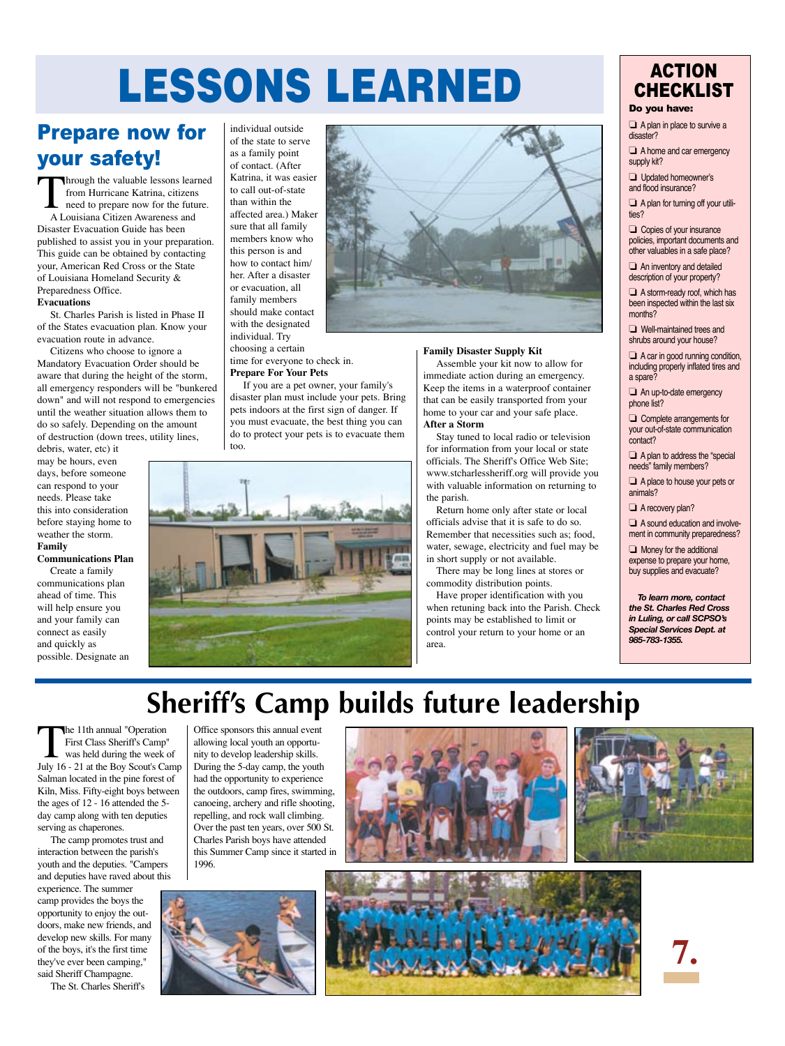# LESSONS LEARNED

## Prepare now for your safety!

Through the valuable lessons learned from Hurricane Katrina, citizens need to prepare now for the future.

A Louisiana Citizen Awareness and Disaster Evacuation Guide has been published to assist you in your preparation. This guide can be obtained by contacting your, American Red Cross or the State of Louisiana Homeland Security & Preparedness Office.

**Evacuations**

St. Charles Parish is listed in Phase II of the States evacuation plan. Know your evacuation route in advance.

Citizens who choose to ignore a Mandatory Evacuation Order should be aware that during the height of the storm, all emergency responders will be "bunkered down" and will not respond to emergencies until the weather situation allows them to do so safely. Depending on the amount of destruction (down trees, utility lines, debris, water, etc) it may be hours, even days, before someone can respond to your needs. Please take this into consideration before staying home to weather the storm.

**Family Communications Plan**

Create a family communications plan ahead of time. This will help ensure you and your family can connect as easily and quickly as possible. Designate an individual outside of the state to serve as a family point of contact. (After Katrina, it was easier to call out-of-state than within the affected area.) Maker sure that all family members know who this person is and how to contact him/ her. After a disaster or evacuation, all family members should make contact with the designated individual. Try choosing a certain time for everyone to check in.

**Prepare For Your Pets**

If you are a pet owner, your family's disaster plan must include your pets. Bring pets indoors at the first sign of danger. If you must evacuate, the best thing you can do to protect your pets is to evacuate them too.

**Family Disaster Supply Kit**

Assemble your kit now to allow for immediate action during an emergency. Keep the items in a waterproof container that can be easily transported from your home to your car and your safe place.

**After a Storm**

Stay tuned to local radio or television for information from your local or state officials. The Sheriff's Office Web Site; www.stcharlessheriff.org will provide you with valuable information on returning to the parish.

Return home only after state or local officials advise that it is safe to do so. Remember that necessities such as; food, water, sewage, electricity and fuel may be in short supply or not available.

There may be long lines at stores or commodity distribution points.

Have proper identification with you when retuning back into the Parish. Check points may be established to limit or control your return to your home or an area.

## ACTION CHECKLIST

**Do you have:**

- ❑ A plan in place to survive a disaster?
- ❑ A home and car emergency supply kit?
- ❑ Updated homeowner's and flood insurance?
- ❑ A plan for turning off your utilities?
- ❑ Copies of your insurance policies, important documents and other valuables in a safe place?
- ❑ An inventory and detailed description of your property?
- ❑ A storm-ready roof, which has been inspected within the last six months?
- ❑ Well-maintained trees and shrubs around your house?
- ❑ A car in good running condition, including properly inflated tires and a spare?
- ❑ An up-to-date emergency phone list?
- ❑ Complete arrangements for your out-of-state communication contact?
- ❑ A plan to address the "special needs" family members?
- ❑ A place to house your pets or animals?
- ❑ A recovery plan?
- ❑ A sound education and involvement in community preparedness?
- ❑ Money for the additional expense to prepare your home, buy supplies and evacuate?

***To learn more, contact the St. Charles Red Cross in Luling, or call SCPSO's Special Services Dept. at 985-783-1355.***

# Sheriff's Camp builds future leadership

The 11th annual "Operation First Class Sheriff's Camp" was held during the week of July 16 - 21 at the Boy Scout's Camp Salman located in the pine forest of Kiln, Miss. Fifty-eight boys between the ages of 12 - 16 attended the 5-day camp along with ten deputies serving as chaperones.

The camp promotes trust and interaction between the parish's youth and the deputies. "Campers and deputies have raved about this experience. The summer camp provides the boys the opportunity to enjoy the outdoors, make new friends, and develop new skills. For many of the boys, it's the first time they've ever been camping," said Sheriff Champagne.

The St. Charles Sheriff's Office sponsors this annual event allowing local youth an opportunity to develop leadership skills. During the 5-day camp, the youth had the opportunity to experience the outdoors, camp fires, swimming, canoeing, archery and rifle shooting, repelling, and rock wall climbing. Over the past ten years, over 500 St. Charles Parish boys have attended this Summer Camp since it started in 1996.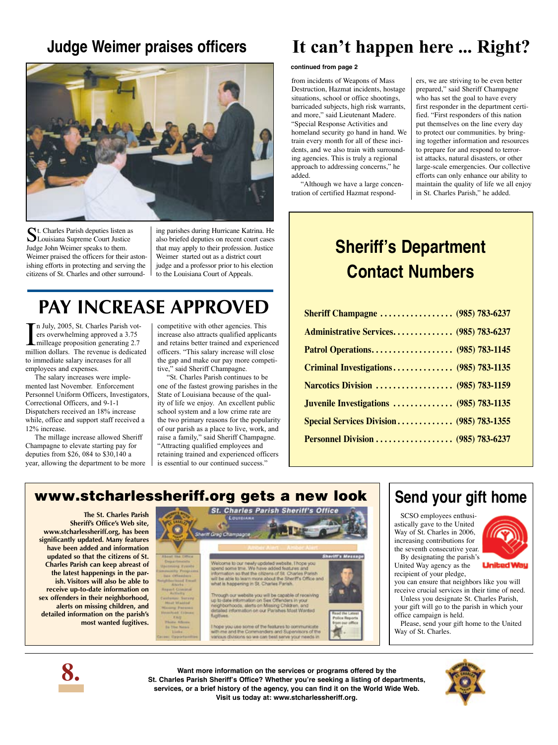## Judge Weimer praises officers

St. Charles Parish deputies listen as Louisiana Supreme Court Justice Judge John Weimer speaks to them. Weimer praised the officers for their astonishing efforts in protecting and serving the citizens of St. Charles and other surrounding parishes during Hurricane Katrina. He also briefed deputies on recent court cases that may apply to their profession. Justice Weimer started out as a district court judge and a professor prior to his election to the Louisiana Court of Appeals.

# PAY INCREASE APPROVED

In July, 2005, St. Charles Parish voters overwhelming approved a 3.75 milleage proposition generating 2.7 million dollars. The revenue is dedicated to immediate salary increases for all employees and expenses.

The salary increases were implemented last November. Enforcement Personnel Uniform Officers, Investigators, Correctional Officers, and 9-1-1 Dispatchers received an 18% increase while, office and support staff received a 12% increase.

The millage increase allowed Sheriff Champagne to elevate starting pay for deputies from $26, 084 to $30,140 a year, allowing the department to be more competitive with other agencies. This increase also attracts qualified applicants and retains better trained and experienced officers. "This salary increase will close the gap and make our pay more competitive," said Sheriff Champagne.

"St. Charles Parish continues to be one of the fastest growing parishes in the State of Louisiana because of the quality of life we enjoy. An excellent public school system and a low crime rate are the two primary reasons for the popularity of our parish as a place to live, work, and raise a family," said Sheriff Champagne. "Attracting qualified employees and retaining trained and experienced officers is essential to our continued success."

# It can't happen here ... Right?

**continued from page 2**

from incidents of Weapons of Mass Destruction, Hazmat incidents, hostage situations, school or office shootings, barricaded subjects, high risk warrants, and more," said Lieutenant Madere. "Special Response Activities and homeland security go hand in hand. We train every month for all of these incidents, and we also train with surrounding agencies. This is truly a regional approach to addressing concerns," he added.

"Although we have a large concentration of certified Hazmat responders, we are striving to be even better prepared," said Sheriff Champagne who has set the goal to have every first responder in the department certified. "First responders of this nation put themselves on the line every day to protect our communities. by bringing together information and resources to prepare for and respond to terrorist attacks, natural disasters, or other large-scale emergencies. Our collective efforts can only enhance our ability to maintain the quality of life we all enjoy in St. Charles Parish," he added.

## Sheriff's Department Contact Numbers

| | |
|---|---|
| Sheriff Champagne | (985) 783-6237 |
| Administrative Services | (985) 783-6237 |
| Patrol Operations | (985) 783-1145 |
| Criminal Investigations | (985) 783-1135 |
| Narcotics Division | (985) 783-1159 |
| Juvenile Investigations | (985) 783-1135 |
| Special Services Division | (985) 783-1355 |
| Personnel Division | (985) 783-6237 |

## www.stcharlessheriff.org gets a new look

**The St. Charles Parish Sheriff's Office's Web site, www.stcharlessheriff.org, has been significantly updated. Many features have been added and information updated so that the citizens of St. Charles Parish can keep abreast of the latest happenings in the parish. Visitors will also be able to receive up-to-date information on sex offenders in their neighborhood, alerts on missing children, and detailed information on the parish's most wanted fugitives.**

## Send your gift home

SCSO employees enthusiastically gave to the United Way of St. Charles in 2006, increasing contributions for the seventh consecutive year.

By designating the parish's United Way agency as the recipient of your pledge, you can ensure that neighbors like you will receive crucial services in their time of need.

Unless you designate St. Charles Parish, your gift will go to the parish in which your office campaign is held.

Please, send your gift home to the United Way of St. Charles.

**Want more information on the services or programs offered by the St. Charles Parish Sheriff's Office? Whether you're seeking a listing of departments, services, or a brief history of the agency, you can find it on the World Wide Web. Visit us today at: www.stcharlessheriff.org.**